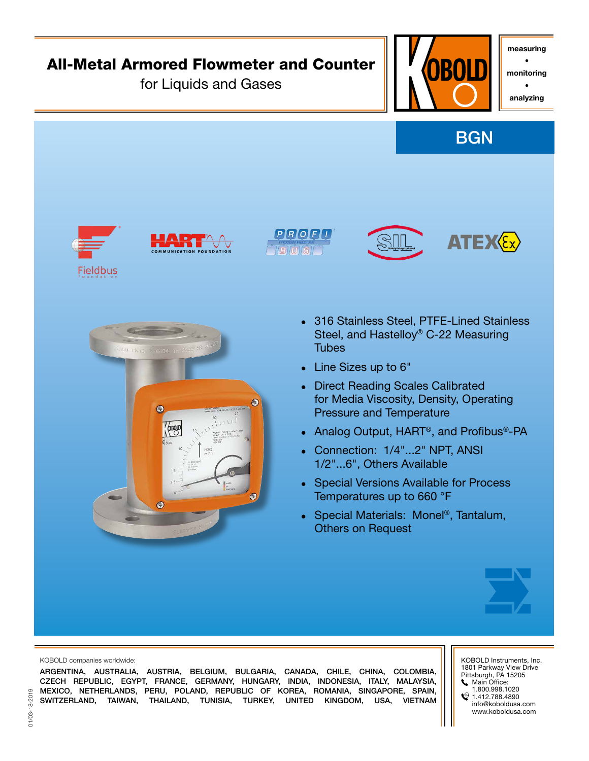# All-Metal Armored Flowmeter and Counter

for Liquids and Gases

measuring • monitoring • analyzing

## BGN

- 316 Stainless Steel, PTFE-Lined Stainless Steel, and Hastelloy® C-22 Measuring Tubes
- Line Sizes up to 6"
- Direct Reading Scales Calibrated for Media Viscosity, Density, Operating Pressure and Temperature
- Analog Output, HART®, and Profibus®-PA
- Connection: 1/4"...2" NPT, ANSI 1/2"...6", Others Available
- Special Versions Available for Process Temperatures up to 660 °F
- Special Materials: Monel®, Tantalum, Others on Request

KOBOLD companies worldwide:

ARGENTINA, AUSTRALIA, AUSTRIA, BELGIUM, BULGARIA, CANADA, CHILE, CHINA, COLOMBIA, CZECH REPUBLIC, EGYPT, FRANCE, GERMANY, HUNGARY, INDIA, INDONESIA, ITALY, MALAYSIA, MEXICO, NETHERLANDS, PERU, POLAND, REPUBLIC OF KOREA, ROMANIA, SINGAPORE, SPAIN, SWITZERLAND, TAIWAN, THAILAND, TUNISIA, TURKEY, UNITED KINGDOM, USA, VIETNAM

KOBOLD Instruments, Inc.
1801 Parkway View Drive
Pittsburgh, PA 15205
Main Office:
1.800.998.1020
1.412.788.4890
info@koboldusa.com
www.koboldusa.com

01/03-18-2019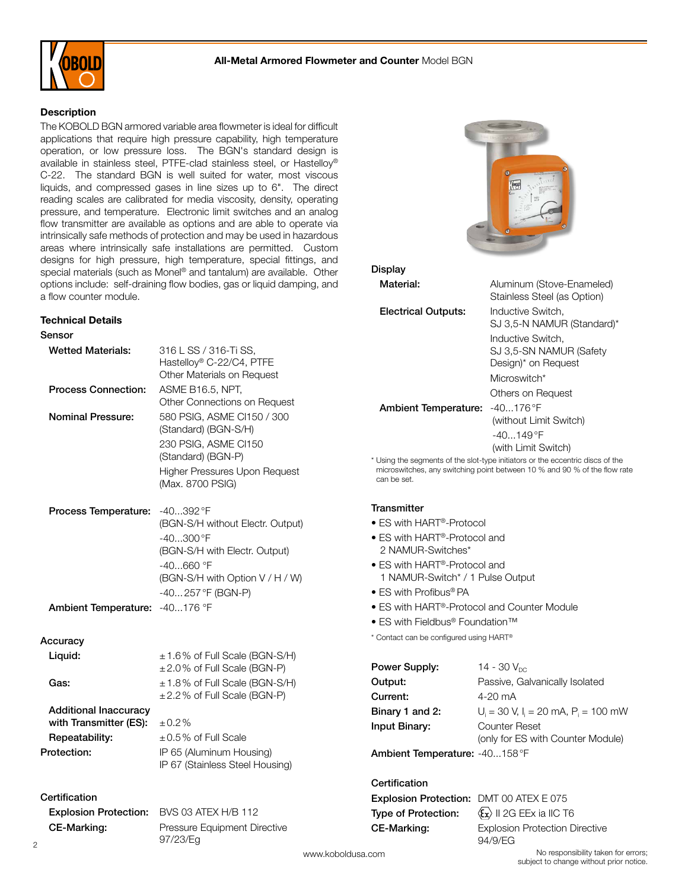## All-Metal Armored Flowmeter and Counter Model BGN

### Description

The KOBOLD BGN armored variable area flowmeter is ideal for difficult applications that require high pressure capability, high temperature operation, or low pressure loss. The BGN's standard design is available in stainless steel, PTFE-clad stainless steel, or Hastelloy® C-22. The standard BGN is well suited for water, most viscous liquids, and compressed gases in line sizes up to 6". The direct reading scales are calibrated for media viscosity, density, operating pressure, and temperature. Electronic limit switches and an analog flow transmitter are available as options and are able to operate via intrinsically safe methods of protection and may be used in hazardous areas where intrinsically safe installations are permitted. Custom designs for high pressure, high temperature, special fittings, and special materials (such as Monel® and tantalum) are available. Other options include: self-draining flow bodies, gas or liquid damping, and a flow counter module.

### Technical Details

#### Sensor

| | |
|---|---|
| **Wetted Materials:** | 316 L SS / 316-Ti SS, Hastelloy® C-22/C4, PTFE<br>Other Materials on Request |
| **Process Connection:** | ASME B16.5, NPT,<br>Other Connections on Request |
| **Nominal Pressure:** | 580 PSIG, ASME Cl150 / 300 (Standard) (BGN-S/H)<br>230 PSIG, ASME Cl150 (Standard) (BGN-P)<br>Higher Pressures Upon Request (Max. 8700 PSIG) |
| **Process Temperature:** | -40...392 °F (BGN-S/H without Electr. Output)<br>-40...300 °F (BGN-S/H with Electr. Output)<br>-40...660 °F (BGN-S/H with Option V / H / W)<br>-40...257 °F (BGN-P) |
| **Ambient Temperature:** | -40...176 °F |

#### Accuracy

| | |
|---|---|
| **Liquid:** | ±1.6 % of Full Scale (BGN-S/H)<br>±2.0 % of Full Scale (BGN-P) |
| **Gas:** | ±1.8 % of Full Scale (BGN-S/H)<br>±2.2 % of Full Scale (BGN-P) |
| **Additional Inaccuracy with Transmitter (ES):** | ±0.2 % |
| **Repeatability:** | ±0.5 % of Full Scale |
| **Protection:** | IP 65 (Aluminum Housing)<br>IP 67 (Stainless Steel Housing) |

#### Certification

| | |
|---|---|
| **Explosion Protection:** | BVS 03 ATEX H/B 112 |
| **CE-Marking:** | Pressure Equipment Directive 97/23/Eg |

#### Display

| | |
|---|---|
| **Material:** | Aluminum (Stove-Enameled)<br>Stainless Steel (as Option) |
| **Electrical Outputs:** | Inductive Switch, SJ 3,5-N NAMUR (Standard)*<br>Inductive Switch, SJ 3,5-SN NAMUR (Safety Design)* on Request<br>Microswitch*<br>Others on Request |
| **Ambient Temperature:** | -40...176 °F (without Limit Switch)<br>-40...149 °F (with Limit Switch) |

* Using the segments of the slot-type initiators or the eccentric discs of the microswitches, any switching point between 10 % and 90 % of the flow rate can be set.

#### Transmitter

- ES with HART®-Protocol
- ES with HART®-Protocol and 2 NAMUR-Switches*
- ES with HART®-Protocol and 1 NAMUR-Switch* / 1 Pulse Output
- ES with Profibus® PA
- ES with HART®-Protocol and Counter Module
- ES with Fieldbus® Foundation™

* Contact can be configured using HART®

| | |
|---|---|
| **Power Supply:** | 14 - 30 $V_{DC}$ |
| **Output:** | Passive, Galvanically Isolated |
| **Current:** | 4-20 mA |
| **Binary 1 and 2:** | $U_i$ = 30 V, $I_i$ = 20 mA, $P_i$ = 100 mW |
| **Input Binary:** | Counter Reset (only for ES with Counter Module) |
| **Ambient Temperature:** | -40...158 °F |

#### Certification

| | |
|---|---|
| **Explosion Protection:** | DMT 00 ATEX E 075 |
| **Type of Protection:** | Ex II 2G EEx ia IIC T6 |
| **CE-Marking:** | Explosion Protection Directive 94/9/EG |

www.koboldusa.com

No responsibility taken for errors; subject to change without prior notice.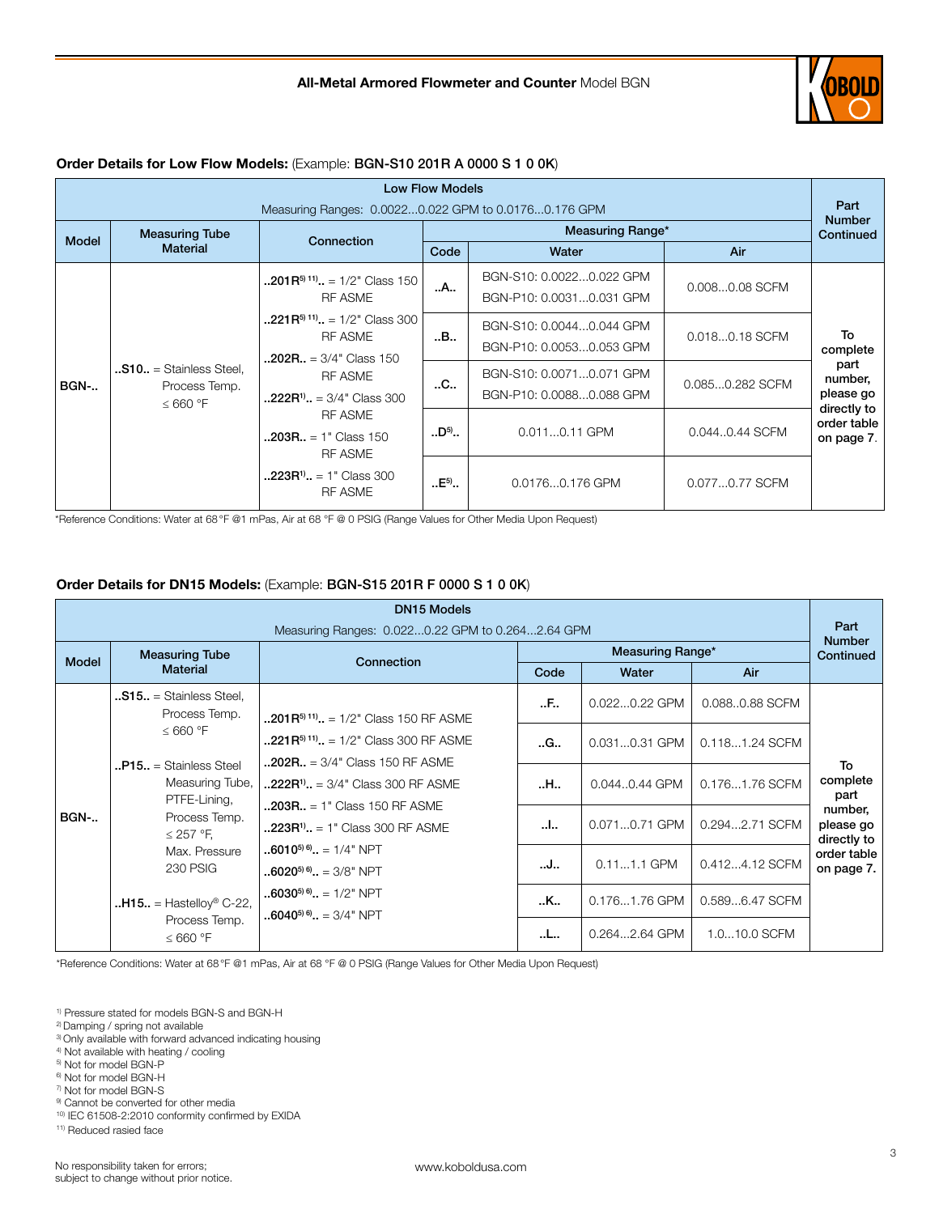### Order Details for Low Flow Models: (Example: BGN-S10 201R A 0000 S 1 0 0K)

| Low Flow Models<br>Measuring Ranges: 0.0022...0.022 GPM to 0.0176...0.176 GPM | | | | | | Part Number Continued |
|---|---|---|---|---|---|---|
| Model | Measuring Tube Material | Connection | Measuring Range* | | | |
| | | | Code | Water | Air | |
| BGN-.. | ..S10.. = Stainless Steel, Process Temp. ≤ 660 °F | ..201R[5) 11)].. = 1/2" Class 150 RF ASME<br>..221R[5) 11)].. = 1/2" Class 300 RF ASME<br>..202R.. = 3/4" Class 150 RF ASME<br>..222R[1)].. = 3/4" Class 300 RF ASME<br>..203R.. = 1" Class 150 RF ASME<br>..223R[1)].. = 1" Class 300 RF ASME | ..A.. | BGN-S10: 0.0022...0.022 GPM<br>BGN-P10: 0.0031...0.031 GPM | 0.008...0.08 SCFM | To complete part number, please go directly to order table on page 7. |
| | | | ..B.. | BGN-S10: 0.0044...0.044 GPM<br>BGN-P10: 0.0053...0.053 GPM | 0.018...0.18 SCFM | |
| | | | ..C.. | BGN-S10: 0.0071...0.071 GPM<br>BGN-P10: 0.0088...0.088 GPM | 0.085...0.282 SCFM | |
| | | | ..D[5)].. | 0.011...0.11 GPM | 0.044..0.44 SCFM | |
| | | | ..E[5)].. | 0.0176...0.176 GPM | 0.077...0.77 SCFM | |

*Reference Conditions: Water at 68 °F @1 mPas, Air at 68 °F @ 0 PSIG (Range Values for Other Media Upon Request)

### Order Details for DN15 Models: (Example: BGN-S15 201R F 0000 S 1 0 0K)

| DN15 Models<br>Measuring Ranges: 0.022...0.22 GPM to 0.264...2.64 GPM | | | | | | Part Number Continued |
|---|---|---|---|---|---|---|
| Model | Measuring Tube Material | Connection | Measuring Range* | | | |
| | | | Code | Water | Air | |
| BGN-.. | ..S15.. = Stainless Steel, Process Temp. ≤ 660 °F<br>..P15.. = Stainless Steel Measuring Tube, PTFE-Lining, Process Temp. ≤ 257 °F, Max. Pressure 230 PSIG<br>..H15.. = Hastelloy® C-22, Process Temp. ≤ 660 °F | ..201R[5) 11)].. = 1/2" Class 150 RF ASME<br>..221R[5) 11)].. = 1/2" Class 300 RF ASME<br>..202R.. = 3/4" Class 150 RF ASME<br>..222R[1)].. = 3/4" Class 300 RF ASME<br>..203R.. = 1" Class 150 RF ASME<br>..223R[1)].. = 1" Class 300 RF ASME<br>..6010[5) 6)].. = 1/4" NPT<br>..6020[5) 6)].. = 3/8" NPT<br>..6030[5) 6)].. = 1/2" NPT<br>..6040[5) 6)].. = 3/4" NPT | ..F.. | 0.022...0.22 GPM | 0.088..0.88 SCFM | To complete part number, please go directly to order table on page 7. |
| | | | ..G.. | 0.031...0.31 GPM | 0.118...1.24 SCFM | |
| | | | ..H.. | 0.044...0.44 GPM | 0.176...1.76 SCFM | |
| | | | ..I.. | 0.071...0.71 GPM | 0.294...2.71 SCFM | |
| | | | ..J.. | 0.11...1.1 GPM | 0.412...4.12 SCFM | |
| | | | ..K.. | 0.176...1.76 GPM | 0.589...6.47 SCFM | |
| | | | ..L.. | 0.264...2.64 GPM | 1.0...10.0 SCFM | |

*Reference Conditions: Water at 68 °F @1 mPas, Air at 68 °F @ 0 PSIG (Range Values for Other Media Upon Request)

1) Pressure stated for models BGN-S and BGN-H
2) Damping / spring not available
3) Only available with forward advanced indicating housing
4) Not available with heating / cooling
5) Not for model BGN-P
6) Not for model BGN-H
7) Not for model BGN-S
8) Cannot be converted for other media
10) IEC 61508-2:2010 conformity confirmed by EXIDA
11) Reduced rasied face

No responsibility taken for errors; subject to change without prior notice.

www.koboldusa.com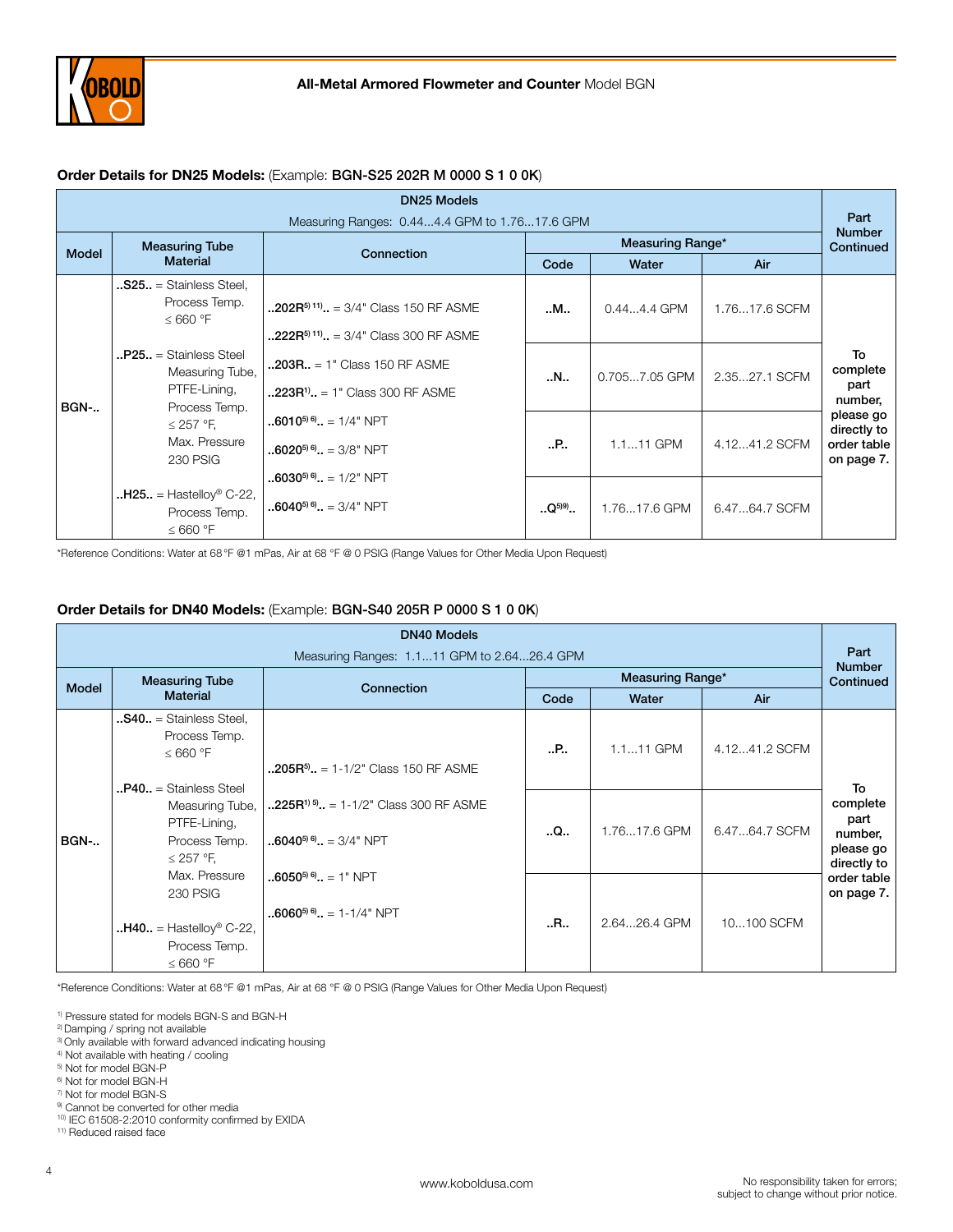### Order Details for DN25 Models: (Example: BGN-S25 202R M 0000 S 1 0 0K)

| DN25 Models<br>Measuring Ranges: 0.44...4.4 GPM to 1.76...17.6 GPM | | | | | | Part Number Continued |
|---|---|---|---|---|---|---|
| Model | Measuring Tube Material | Connection | Measuring Range* | | | |
| | | | Code | Water | Air | |
| BGN-.. | **..S25..** = Stainless Steel, Process Temp. ≤ 660 °F<br><br>**..P25..** = Stainless Steel Measuring Tube, PTFE-Lining, Process Temp. ≤ 257 °F, Max. Pressure 230 PSIG<br><br>**..H25..** = Hastelloy® C-22, Process Temp. ≤ 660 °F | **..202R**[5) 11)]**..** = 3/4" Class 150 RF ASME<br>**..222R**[5) 11)]**..** = 3/4" Class 300 RF ASME<br>**..203R..** = 1" Class 150 RF ASME<br>**..223R**[1)]**..** = 1" Class 300 RF ASME<br>**..6010**[5) 6)]**..** = 1/4" NPT<br>**..6020**[5) 6)]**..** = 3/8" NPT<br>**..6030**[5) 6)]**..** = 1/2" NPT<br>**..6040**[5) 6)]**..** = 3/4" NPT | **..M..** | 0.44...4.4 GPM | 1.76...17.6 SCFM | To complete part number, please go directly to order table on page 7. |
| | | | **..N..** | 0.705...7.05 GPM | 2.35...27.1 SCFM | |
| | | | **..P..** | 1.1...11 GPM | 4.12...41.2 SCFM | |
| | | | **..Q**[5)9)]**..** | 1.76...17.6 GPM | 6.47...64.7 SCFM | |

*Reference Conditions: Water at 68 °F @1 mPas, Air at 68 °F @ 0 PSIG (Range Values for Other Media Upon Request)

### Order Details for DN40 Models: (Example: BGN-S40 205R P 0000 S 1 0 0K)

| DN40 Models<br>Measuring Ranges: 1.1...11 GPM to 2.64...26.4 GPM | | | | | | Part Number Continued |
|---|---|---|---|---|---|---|
| Model | Measuring Tube Material | Connection | Measuring Range* | | | |
| | | | Code | Water | Air | |
| BGN-.. | **..S40..** = Stainless Steel, Process Temp. ≤ 660 °F<br><br>**..P40..** = Stainless Steel Measuring Tube, PTFE-Lining, Process Temp. ≤ 257 °F, Max. Pressure 230 PSIG<br><br>**..H40..** = Hastelloy® C-22, Process Temp. ≤ 660 °F | **..205R**[5)]**..** = 1-1/2" Class 150 RF ASME<br>**..225R**[1) 5)]**..** = 1-1/2" Class 300 RF ASME<br>**..6040**[5) 6)]**..** = 3/4" NPT<br>**..6050**[5) 6)]**..** = 1" NPT<br>**..6060**[5) 6)]**..** = 1-1/4" NPT | **..P..** | 1.1...11 GPM | 4.12...41.2 SCFM | To complete part number, please go directly to order table on page 7. |
| | | | **..Q..** | 1.76...17.6 GPM | 6.47...64.7 SCFM | |
| | | | **..R..** | 2.64...26.4 GPM | 10...100 SCFM | |

*Reference Conditions: Water at 68 °F @1 mPas, Air at 68 °F @ 0 PSIG (Range Values for Other Media Upon Request)

[1)] Pressure stated for models BGN-S and BGN-H
[2)] Damping / spring not available
[3)] Only available with forward advanced indicating housing
[4)] Not available with heating / cooling
[5)] Not for model BGN-P
[6)] Not for model BGN-H
[7)] Not for model BGN-S
[8)] Cannot be converted for other media
[10)] IEC 61508-2:2010 conformity confirmed by EXIDA
[11)] Reduced raised face

www.koboldusa.com

No responsibility taken for errors; subject to change without prior notice.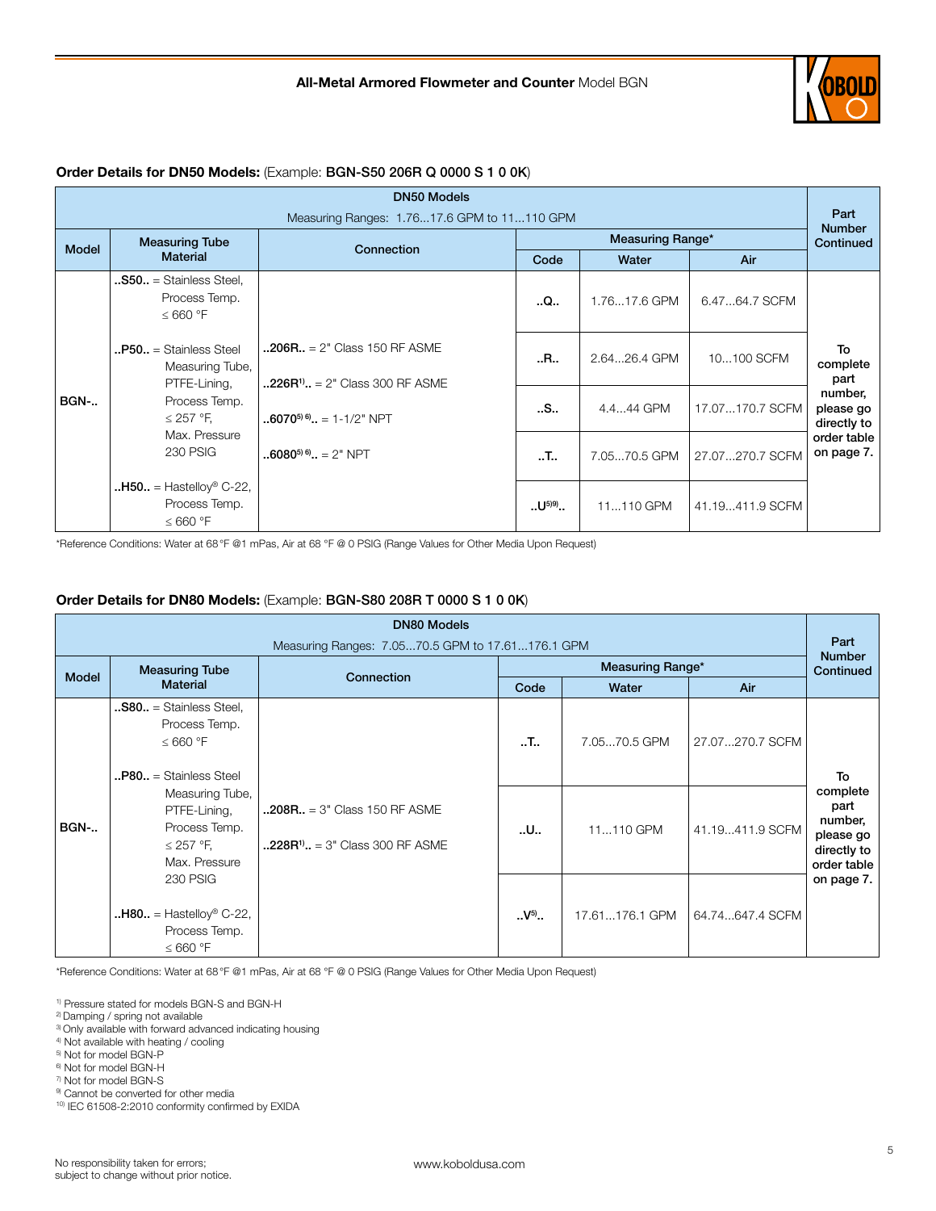### Order Details for DN50 Models: (Example: **BGN-S50 206R Q 0000 S 1 0 0K**)

| DN50 Models<br>Measuring Ranges: 1.76...17.6 GPM to 11...110 GPM | | | | | | Part Number Continued |
|---|---|---|---|---|---|---|
| Model | Measuring Tube Material | Connection | Measuring Range* | | | |
| | | | Code | Water | Air | |
| BGN-.. | **..S50..** = Stainless Steel, Process Temp. ≤ 660 °F<br><br>**..P50..** = Stainless Steel Measuring Tube, PTFE-Lining, Process Temp. ≤ 257 °F, Max. Pressure 230 PSIG<br><br>**..H50..** = Hastelloy® C-22, Process Temp. ≤ 660 °F | **..206R..** = 2" Class 150 RF ASME<br><br>**..226R[1]..** = 2" Class 300 RF ASME<br><br>**..6070[5) 6)]..** = 1-1/2" NPT<br><br>**..6080[5) 6)]..** = 2" NPT | **..Q..** | 1.76...17.6 GPM | 6.47...64.7 SCFM | **To complete part number, please go directly to order table on page 7.** |
| | | | **..R..** | 2.64...26.4 GPM | 10...100 SCFM | |
| | | | **..S..** | 4.4...44 GPM | 17.07...170.7 SCFM | |
| | | | **..T..** | 7.05...70.5 GPM | 27.07...270.7 SCFM | |
| | | | **..U[5)9)]..** | 11...110 GPM | 41.19...411.9 SCFM | |

*Reference Conditions: Water at 68 °F @1 mPas, Air at 68 °F @ 0 PSIG (Range Values for Other Media Upon Request)

### Order Details for DN80 Models: (Example: **BGN-S80 208R T 0000 S 1 0 0K**)

| DN80 Models<br>Measuring Ranges: 7.05...70.5 GPM to 17.61...176.1 GPM | | | | | | Part Number Continued |
|---|---|---|---|---|---|---|
| Model | Measuring Tube Material | Connection | Measuring Range* | | | |
| | | | Code | Water | Air | |
| BGN-.. | **..S80..** = Stainless Steel, Process Temp. ≤ 660 °F<br><br>**..P80..** = Stainless Steel Measuring Tube, PTFE-Lining, Process Temp. ≤ 257 °F, Max. Pressure 230 PSIG<br><br>**..H80..** = Hastelloy® C-22, Process Temp. ≤ 660 °F | **..208R..** = 3" Class 150 RF ASME<br><br>**..228R[1]..** = 3" Class 300 RF ASME | **..T..** | 7.05...70.5 GPM | 27.07...270.7 SCFM | **To complete part number, please go directly to order table on page 7.** |
| | | | **..U..** | 11...110 GPM | 41.19...411.9 SCFM | |
| | | | **..V[5)]..** | 17.61...176.1 GPM | 64.74...647.4 SCFM | |

*Reference Conditions: Water at 68 °F @1 mPas, Air at 68 °F @ 0 PSIG (Range Values for Other Media Upon Request)

[1)] Pressure stated for models BGN-S and BGN-H
[2)] Damping / spring not available
[3)] Only available with forward advanced indicating housing
[4)] Not available with heating / cooling
[5)] Not for model BGN-P
[6)] Not for model BGN-H
[7)] Not for model BGN-S
[9)] Cannot be converted for other media
[10)] IEC 61508-2:2010 conformity confirmed by EXIDA

No responsibility taken for errors; subject to change without prior notice.

www.koboldusa.com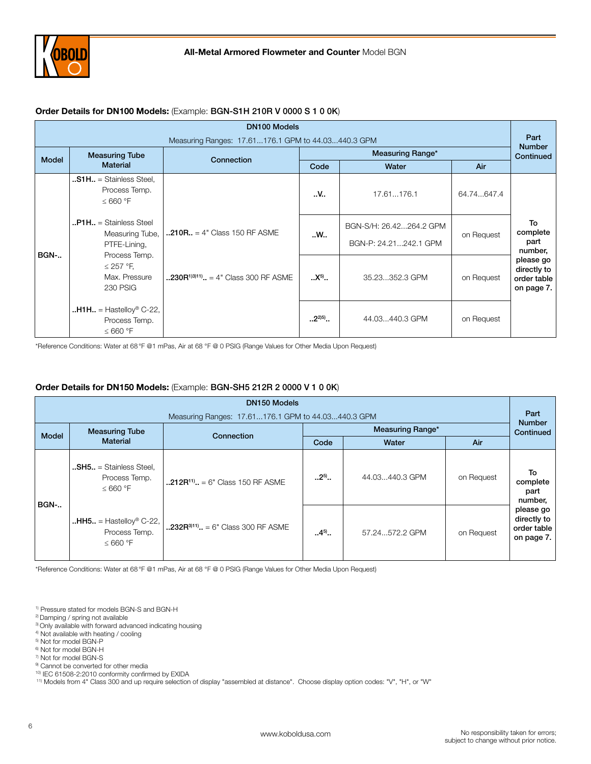**All-Metal Armored Flowmeter and Counter** Model BGN

### Order Details for DN100 Models: (Example: **BGN-S1H 210R V 0000 S 1 0 0K**)

| DN100 Models<br>Measuring Ranges: 17.61...176.1 GPM to 44.03...440.3 GPM | | | | | | Part Number Continued |
|---|---|---|---|---|---|---|
| Model | Measuring Tube Material | Connection | Measuring Range* | | | |
| | | | Code | Water | Air | |
| BGN-.. | ..S1H.. = Stainless Steel, Process Temp. ≤ 660 °F<br><br>..P1H.. = Stainless Steel Measuring Tube, PTFE-Lining, Process Temp. ≤ 257 °F, Max. Pressure 230 PSIG<br><br>..H1H.. = Hastelloy® C-22, Process Temp. ≤ 660 °F | ..210R.. = 4" Class 150 RF ASME<br><br>..230R[1)3)11)].. = 4" Class 300 RF ASME | ..V.. | 17.61...176.1 | 64.74...647.4 | To complete part number, please go directly to order table on page 7. |
| | | | ..W.. | BGN-S/H: 26.42...264.2 GPM<br>BGN-P: 24.21...242.1 GPM | on Request | |
| | | | ..X[5)].. | 35.23...352.3 GPM | on Request | |
| | | | ..2[2)5)].. | 44.03...440.3 GPM | on Request | |

*Reference Conditions: Water at 68 °F @1 mPas, Air at 68 °F @ 0 PSIG (Range Values for Other Media Upon Request)

### Order Details for DN150 Models: (Example: **BGN-SH5 212R 2 0000 V 1 0 0K**)

| DN150 Models<br>Measuring Ranges: 17.61...176.1 GPM to 44.03...440.3 GPM | | | | | | Part Number Continued |
|---|---|---|---|---|---|---|
| Model | Measuring Tube Material | Connection | Measuring Range* | | | |
| | | | Code | Water | Air | |
| BGN-.. | ..SH5.. = Stainless Steel, Process Temp. ≤ 660 °F<br><br>..HH5.. = Hastelloy® C-22, Process Temp. ≤ 660 °F | ..212R[11)].. = 6" Class 150 RF ASME | ..2[5)].. | 44.03...440.3 GPM | on Request | To complete part number, please go directly to order table on page 7. |
| | | ..232R[3)11)].. = 6" Class 300 RF ASME | ..4[5)].. | 57.24...572.2 GPM | on Request | |

*Reference Conditions: Water at 68 °F @1 mPas, Air at 68 °F @ 0 PSIG (Range Values for Other Media Upon Request)

[1)] Pressure stated for models BGN-S and BGN-H
[2)] Damping / spring not available
[3)] Only available with forward advanced indicating housing
[4)] Not available with heating / cooling
[5)] Not for model BGN-P
[6)] Not for model BGN-H
[7)] Not for model BGN-S
[8)] Cannot be converted for other media
[10)] IEC 61508-2:2010 conformity confirmed by EXIDA
[11)] Models from 4" Class 300 and up require selection of display "assembled at distance". Choose display option codes: "V", "H", or "W"

www.koboldusa.com

No responsibility taken for errors; subject to change without prior notice.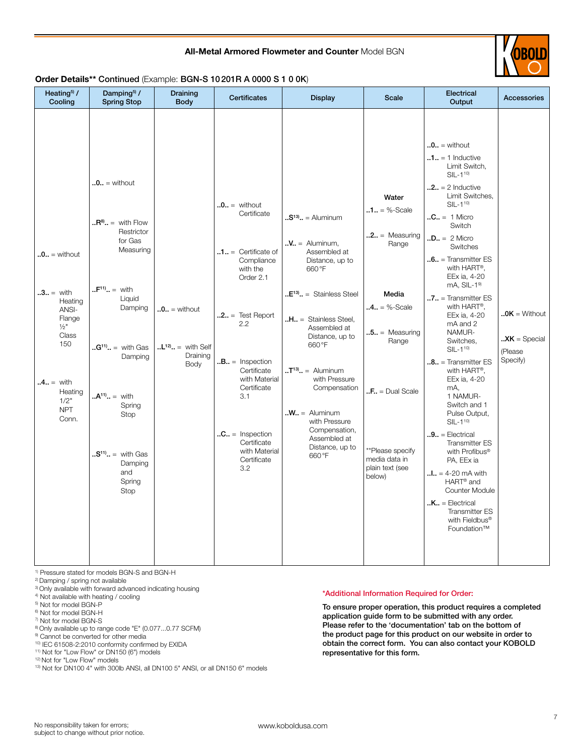**All-Metal Armored Flowmeter and Counter** Model BGN

**Order Details\*\* Continued** (Example: **BGN-S 10 201R A 0000 S 1 0 0K**)

| Heating[5] / Cooling | Damping[5] / Spring Stop | Draining Body | Certificates | Display | Scale | Electrical Output | Accessories |
|---|---|---|---|---|---|---|---|
| **..0..** = without<br>**..3..** = with Heating ANSI-Flange ½" Class 150<br>**..4..** = with Heating 1/2" NPT Conn. | **..0..** = without<br>**..R[8]..** = with Flow Restrictor for Gas Measuring<br>**..F[11]..** = with Liquid Damping<br>**..G[11]..** = with Gas Damping<br>**..A[11]..** = with Spring Stop<br>**..S[11]..** = with Gas Damping and Spring Stop | **..0..** = without<br>**..L[12]..** = with Self Draining Body | **..0..** = without Certificate<br>**..1..** = Certificate of Compliance with the Order 2.1<br>**..2..** = Test Report 2.2<br>**..B..** = Inspection Certificate with Material Certificate 3.1<br>**..C..** = Inspection Certificate with Material Certificate 3.2 | **..S[13]..** = Aluminum<br>**..V..** = Aluminum, Assembled at Distance, up to 660 °F<br>**..E[13]..** = Stainless Steel<br>**..H..** = Stainless Steel, Assembled at Distance, up to 660 °F<br>**..T[13]..** = Aluminum with Pressure Compensation<br>**..W..** = Aluminum with Pressure Compensation, Assembled at Distance, up to 660 °F | **Water**<br>**..1..** = %-Scale<br>**..2..** = Measuring Range<br>**Media**<br>**..4..** = %-Scale<br>**..5..** = Measuring Range<br>**..F..** = Dual Scale<br>\*\*Please specify media data in plain text (see below) | **..0..** = without<br>**..1..** = 1 Inductive Limit Switch, SIL-1[10]<br>**..2..** = 2 Inductive Limit Switches, SIL-1[10]<br>**..C..** = 1 Micro Switch<br>**..D..** = 2 Micro Switches<br>**..6..** = Transmitter ES with HART®, EEx ia, 4-20 mA, SIL-1[9]<br>**..7..** = Transmitter ES with HART®, EEx ia, 4-20 mA and 2 NAMUR-Switches, SIL-1[10]<br>**..8..** = Transmitter ES with HART®, EEx ia, 4-20 mA, 1 NAMUR-Switch and 1 Pulse Output, SIL-1[10]<br>**..9..** = Electrical Transmitter ES with Profibus® PA, EEx ia<br>**..I..** = 4-20 mA with HART® and Counter Module<br>**..K..** = Electrical Transmitter ES with Fieldbus® Foundation™ | **..0K** = Without<br>**..XK** = Special (Please Specify) |

[1] Pressure stated for models BGN-S and BGN-H
[2] Damping / spring not available
[3] Only available with forward advanced indicating housing
[4] Not available with heating / cooling
[5] Not for model BGN-P
[6] Not for model BGN-H
[7] Not for model BGN-S
[8] Only available up to range code "E" (0.077...0.77 SCFM)
[9] Cannot be converted for other media
[10] IEC 61508-2:2010 conformity confirmed by EXIDA
[11] Not for "Low Flow" or DN150 (6") models
[12] Not for "Low Flow" models
[13] Not for DN100 4" with 300lb ANSI, all DN100 5" ANSI, or all DN150 6" models

**\*Additional Information Required for Order:**

**To ensure proper operation, this product requires a completed application guide form to be submitted with any order. Please refer to the 'documentation' tab on the bottom of the product page for this product on our website in order to obtain the correct form. You can also contact your KOBOLD representative for this form.**

No responsibility taken for errors; subject to change without prior notice.

www.koboldusa.com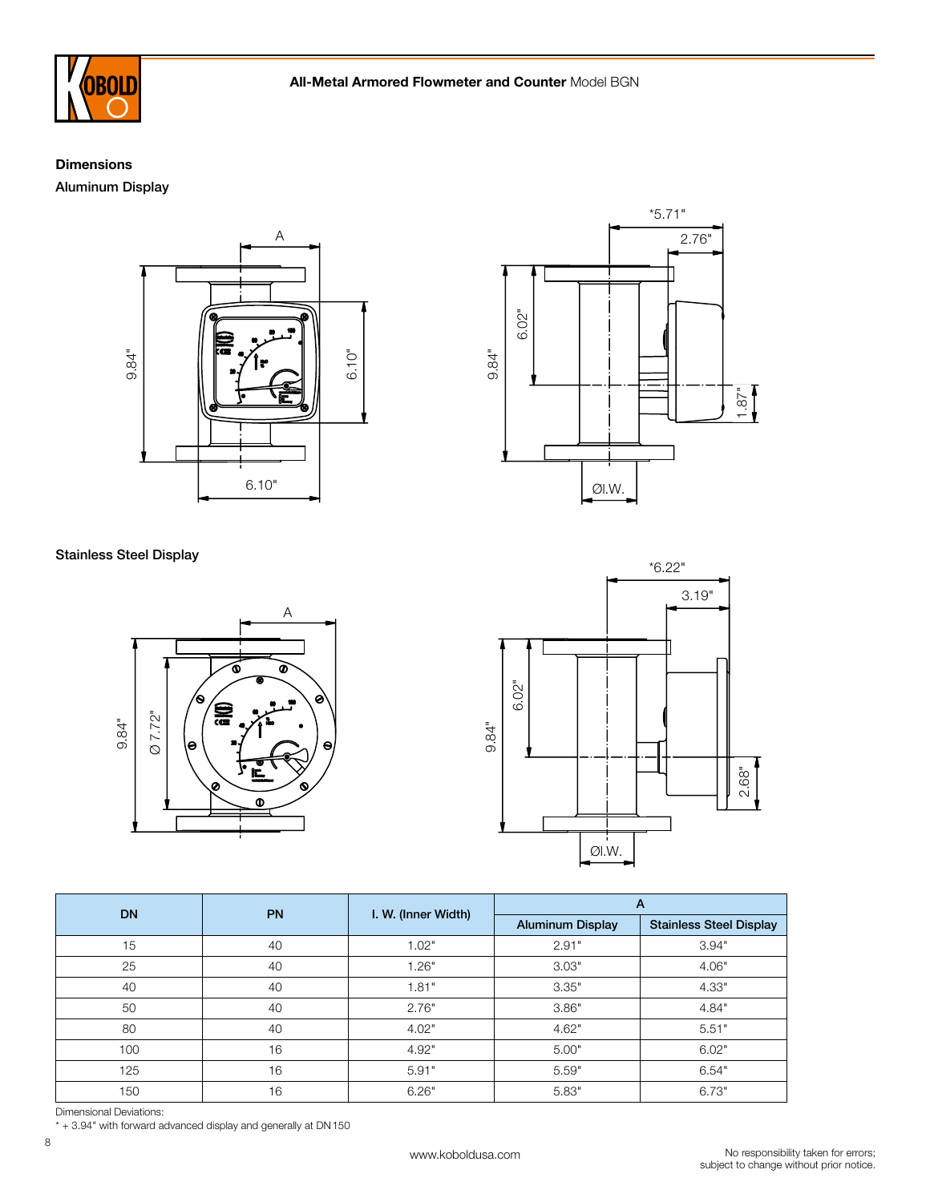## Dimensions

### Aluminum Display

A

9.84"

6.10"

6.10"

*5.71"

2.76"

6.02"

9.84"

1.87"

ØI.W.

### Stainless Steel Display

A

9.84"

Ø 7.72"

*6.22"

3.19"

6.02"

9.84"

2.68"

ØI.W.

| DN | PN | I. W. (Inner Width) | A | |
|---|---|---|---|---|
| | | | Aluminum Display | Stainless Steel Display |
| 15 | 40 | 1.02" | 2.91" | 3.94" |
| 25 | 40 | 1.26" | 3.03" | 4.06" |
| 40 | 40 | 1.81" | 3.35" | 4.33" |
| 50 | 40 | 2.76" | 3.86" | 4.84" |
| 80 | 40 | 4.02" | 4.62" | 5.51" |
| 100 | 16 | 4.92" | 5.00" | 6.02" |
| 125 | 16 | 5.91" | 5.59" | 6.54" |
| 150 | 16 | 6.26" | 5.83" | 6.73" |

Dimensional Deviations:

* + 3.94" with forward advanced display and generally at DN 150

www.koboldusa.com

No responsibility taken for errors; subject to change without prior notice.